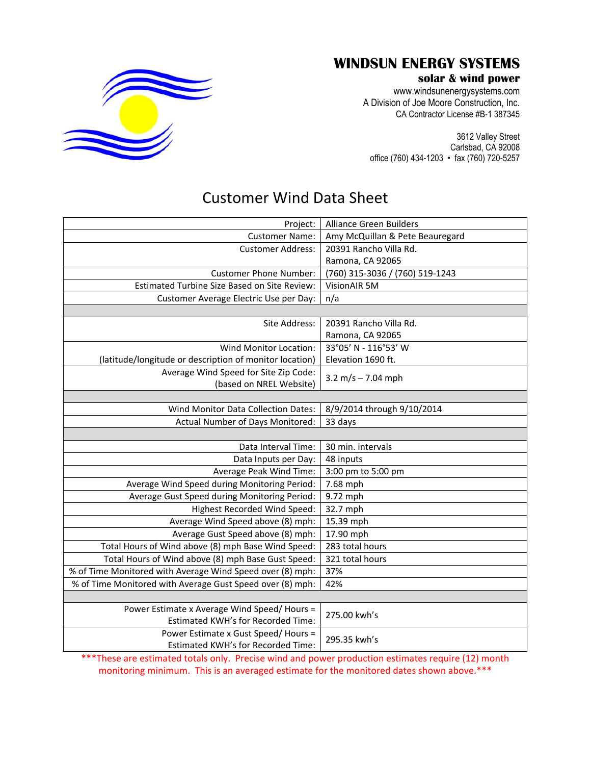# WINDSUN ENERGY SYSTEMS

**solar & wind power**

www.windsunenergysystems.com
A Division of Joe Moore Construction, Inc.
CA Contractor License #B-1 387345

3612 Valley Street
Carlsbad, CA 92008
office (760) 434-1203 • fax (760) 720-5257

## Customer Wind Data Sheet

| | |
|---|---|
| Project: | Alliance Green Builders |
| Customer Name: | Amy McQuillan & Pete Beauregard |
| Customer Address: | 20391 Rancho Villa Rd. Ramona, CA 92065 |
| Customer Phone Number: | (760) 315-3036 / (760) 519-1243 |
| Estimated Turbine Size Based on Site Review: | VisionAIR 5M |
| Customer Average Electric Use per Day: | n/a |
| | |
| Site Address: | 20391 Rancho Villa Rd. Ramona, CA 92065 |
| Wind Monitor Location: (latitude/longitude or description of monitor location) | 33°05' N - 116°53' W Elevation 1690 ft. |
| Average Wind Speed for Site Zip Code: (based on NREL Website) | 3.2 m/s – 7.04 mph |
| | |
| Wind Monitor Data Collection Dates: | 8/9/2014 through 9/10/2014 |
| Actual Number of Days Monitored: | 33 days |
| | |
| Data Interval Time: | 30 min. intervals |
| Data Inputs per Day: | 48 inputs |
| Average Peak Wind Time: | 3:00 pm to 5:00 pm |
| Average Wind Speed during Monitoring Period: | 7.68 mph |
| Average Gust Speed during Monitoring Period: | 9.72 mph |
| Highest Recorded Wind Speed: | 32.7 mph |
| Average Wind Speed above (8) mph: | 15.39 mph |
| Average Gust Speed above (8) mph: | 17.90 mph |
| Total Hours of Wind above (8) mph Base Wind Speed: | 283 total hours |
| Total Hours of Wind above (8) mph Base Gust Speed: | 321 total hours |
| % of Time Monitored with Average Wind Speed over (8) mph: | 37% |
| % of Time Monitored with Average Gust Speed over (8) mph: | 42% |
| | |
| Power Estimate x Average Wind Speed/ Hours = Estimated KWH's for Recorded Time: | 275.00 kwh's |
| Power Estimate x Gust Speed/ Hours = Estimated KWH's for Recorded Time: | 295.35 kwh's |

***These are estimated totals only. Precise wind and power production estimates require (12) month monitoring minimum. This is an averaged estimate for the monitored dates shown above.***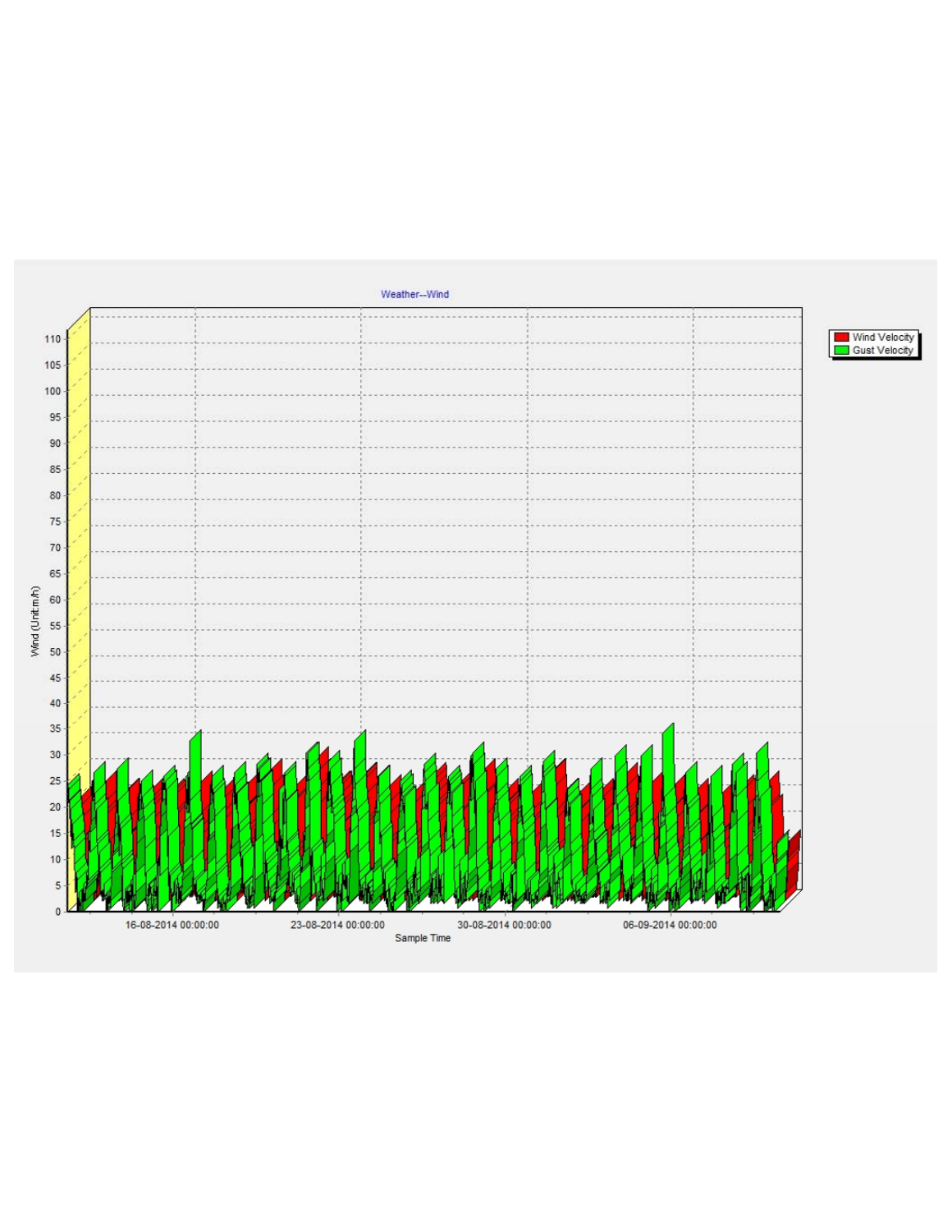Weather--Wind

Wind (Unit:m/h)

Sample Time

Wind Velocity
Gust Velocity

110
105
100
95
90
85
80
75
70
65
60
55
50
45
40
35
30
25
20
15
10
5
0

16-08-2014 00:00:00
23-08-2014 00:00:00
30-08-2014 00:00:00
06-09-2014 00:00:00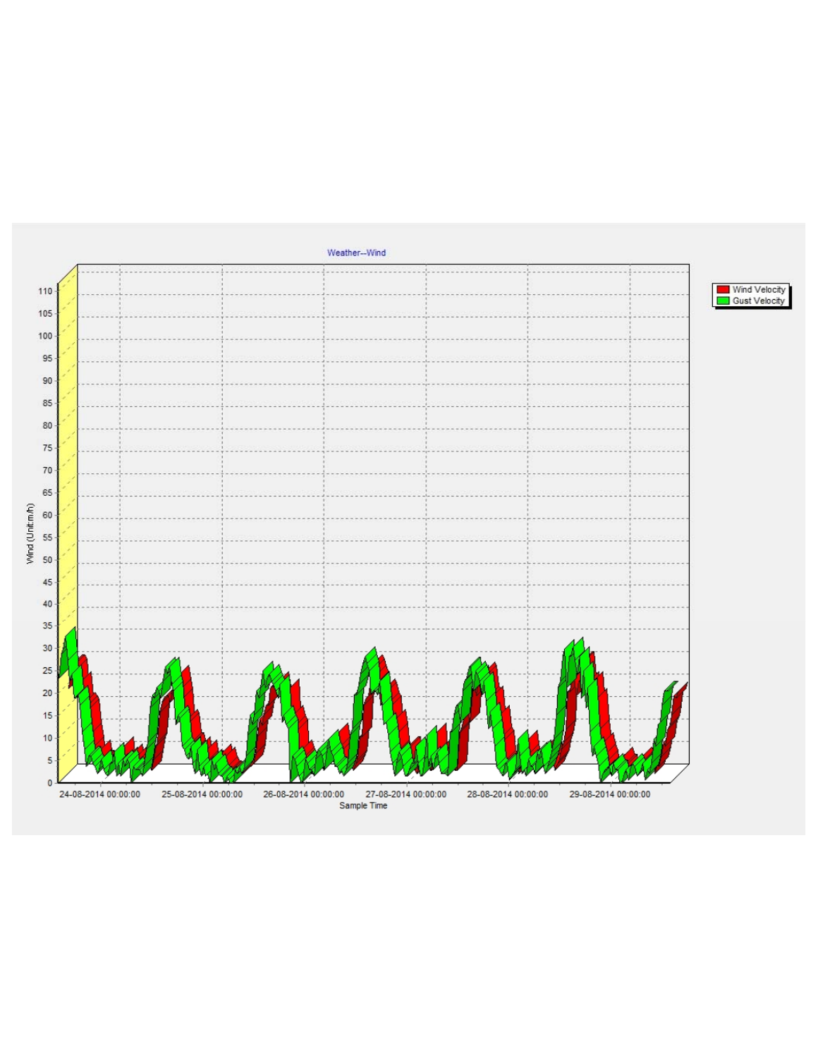Weather--Wind

Wind Velocity
Gust Velocity

Wind (Unit:m/h)

110
105
100
95
90
85
80
75
70
65
60
55
50
45
40
35
30
25
20
15
10
5
0

24-08-2014 00:00:00 | 25-08-2014 00:00:00 | 26-08-2014 00:00:00 | 27-08-2014 00:00:00 | 28-08-2014 00:00:00 | 29-08-2014 00:00:00

Sample Time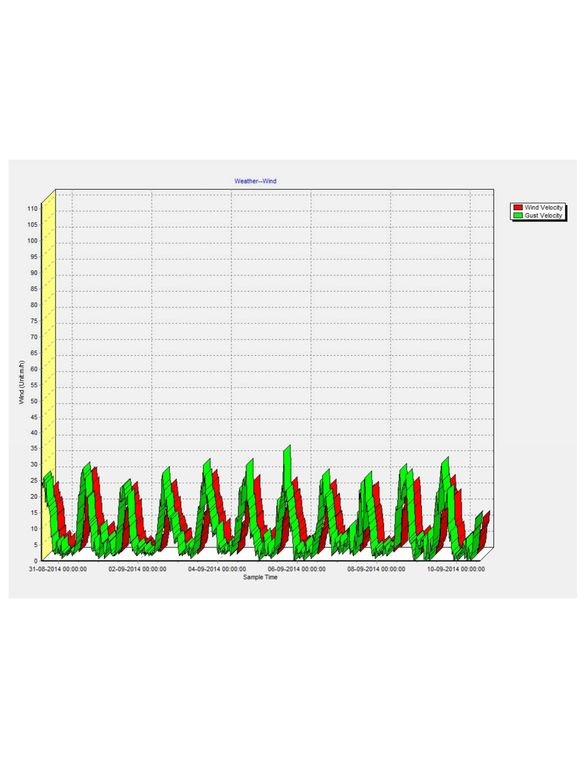Weather--Wind

Wind Velocity
Gust Velocity

Wind (Unit:m/h)

110
105
100
95
90
85
80
75
70
65
60
55
50
45
40
35
30
25
20
15
10
5
0

31-08-2014 00:00:00
02-09-2014 00:00:00
04-09-2014 00:00:00
06-09-2014 00:00:00
08-09-2014 00:00:00
10-09-2014 00:00:00

Sample Time